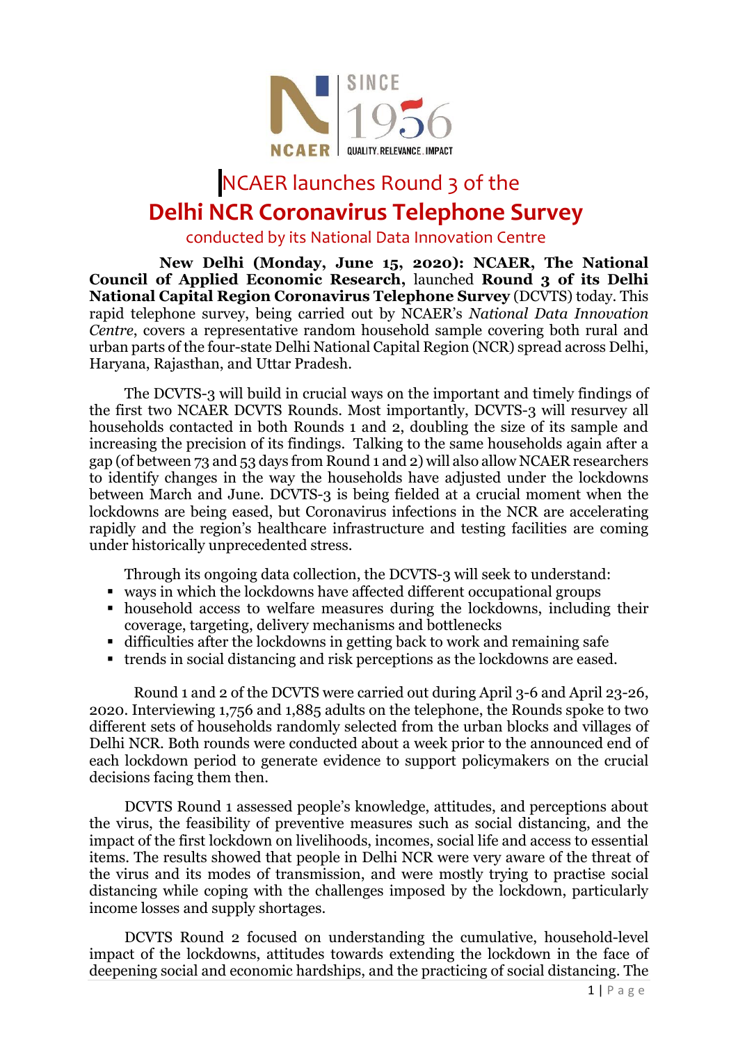NCAER launches Round 3 of the

# Delhi NCR Coronavirus Telephone Survey

conducted by its National Data Innovation Centre

**New Delhi (Monday, June 15, 2020): NCAER, The National Council of Applied Economic Research,** launched **Round 3 of its Delhi National Capital Region Coronavirus Telephone Survey** (DCVTS) today. This rapid telephone survey, being carried out by NCAER's *National Data Innovation Centre*, covers a representative random household sample covering both rural and urban parts of the four-state Delhi National Capital Region (NCR) spread across Delhi, Haryana, Rajasthan, and Uttar Pradesh.

The DCVTS-3 will build in crucial ways on the important and timely findings of the first two NCAER DCVTS Rounds. Most importantly, DCVTS-3 will resurvey all households contacted in both Rounds 1 and 2, doubling the size of its sample and increasing the precision of its findings. Talking to the same households again after a gap (of between 73 and 53 days from Round 1 and 2) will also allow NCAER researchers to identify changes in the way the households have adjusted under the lockdowns between March and June. DCVTS-3 is being fielded at a crucial moment when the lockdowns are being eased, but Coronavirus infections in the NCR are accelerating rapidly and the region's healthcare infrastructure and testing facilities are coming under historically unprecedented stress.

Through its ongoing data collection, the DCVTS-3 will seek to understand:

- ways in which the lockdowns have affected different occupational groups
- household access to welfare measures during the lockdowns, including their coverage, targeting, delivery mechanisms and bottlenecks
- difficulties after the lockdowns in getting back to work and remaining safe
- trends in social distancing and risk perceptions as the lockdowns are eased.

Round 1 and 2 of the DCVTS were carried out during April 3-6 and April 23-26, 2020. Interviewing 1,756 and 1,885 adults on the telephone, the Rounds spoke to two different sets of households randomly selected from the urban blocks and villages of Delhi NCR. Both rounds were conducted about a week prior to the announced end of each lockdown period to generate evidence to support policymakers on the crucial decisions facing them then.

DCVTS Round 1 assessed people's knowledge, attitudes, and perceptions about the virus, the feasibility of preventive measures such as social distancing, and the impact of the first lockdown on livelihoods, incomes, social life and access to essential items. The results showed that people in Delhi NCR were very aware of the threat of the virus and its modes of transmission, and were mostly trying to practise social distancing while coping with the challenges imposed by the lockdown, particularly income losses and supply shortages.

DCVTS Round 2 focused on understanding the cumulative, household-level impact of the lockdowns, attitudes towards extending the lockdown in the face of deepening social and economic hardships, and the practicing of social distancing. The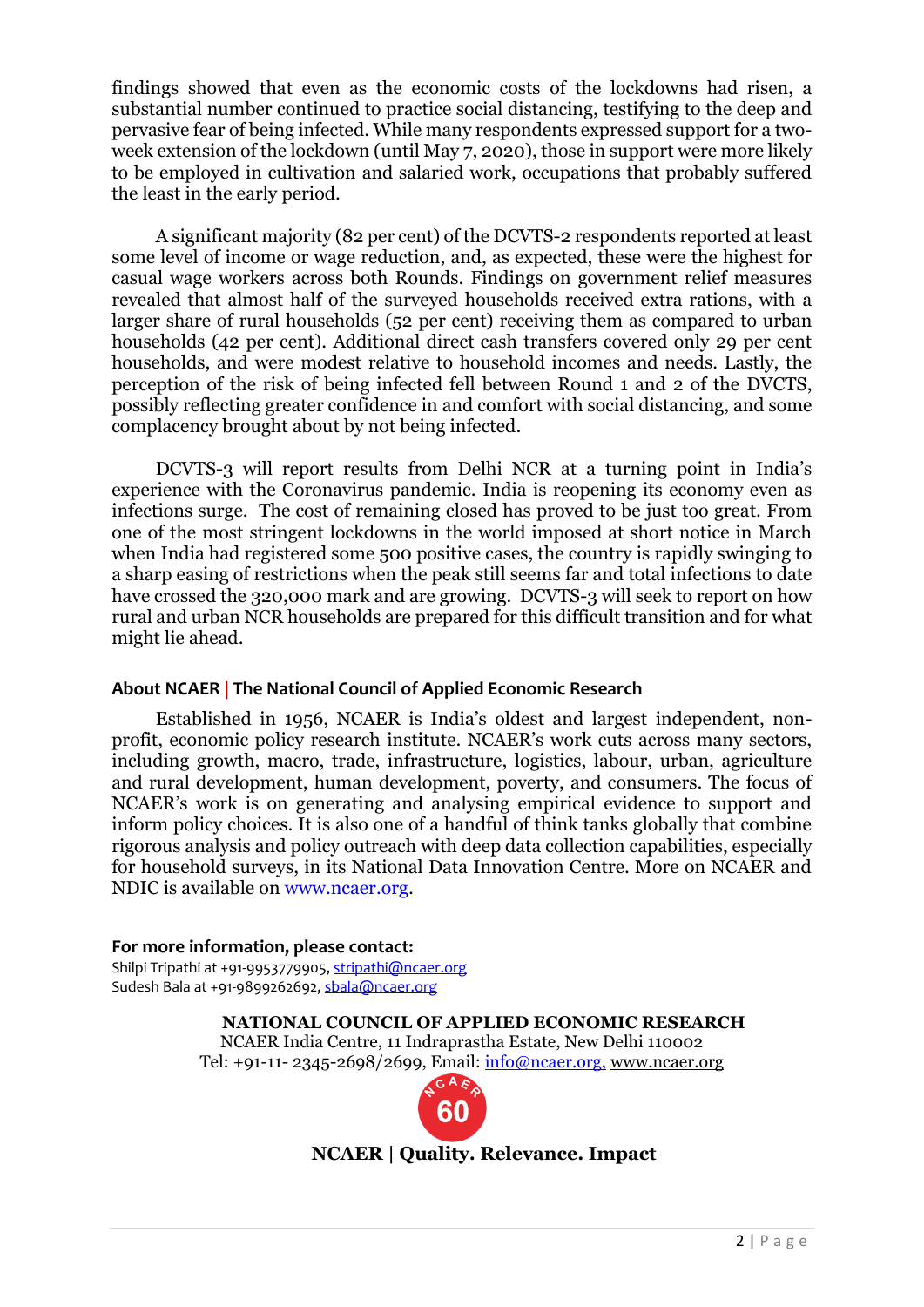findings showed that even as the economic costs of the lockdowns had risen, a substantial number continued to practice social distancing, testifying to the deep and pervasive fear of being infected. While many respondents expressed support for a two-week extension of the lockdown (until May 7, 2020), those in support were more likely to be employed in cultivation and salaried work, occupations that probably suffered the least in the early period.

A significant majority (82 per cent) of the DCVTS-2 respondents reported at least some level of income or wage reduction, and, as expected, these were the highest for casual wage workers across both Rounds. Findings on government relief measures revealed that almost half of the surveyed households received extra rations, with a larger share of rural households (52 per cent) receiving them as compared to urban households (42 per cent). Additional direct cash transfers covered only 29 per cent households, and were modest relative to household incomes and needs. Lastly, the perception of the risk of being infected fell between Round 1 and 2 of the DVCTS, possibly reflecting greater confidence in and comfort with social distancing, and some complacency brought about by not being infected.

DCVTS-3 will report results from Delhi NCR at a turning point in India's experience with the Coronavirus pandemic. India is reopening its economy even as infections surge. The cost of remaining closed has proved to be just too great. From one of the most stringent lockdowns in the world imposed at short notice in March when India had registered some 500 positive cases, the country is rapidly swinging to a sharp easing of restrictions when the peak still seems far and total infections to date have crossed the 320,000 mark and are growing. DCVTS-3 will seek to report on how rural and urban NCR households are prepared for this difficult transition and for what might lie ahead.

**About NCAER | The National Council of Applied Economic Research**

Established in 1956, NCAER is India's oldest and largest independent, non-profit, economic policy research institute. NCAER's work cuts across many sectors, including growth, macro, trade, infrastructure, logistics, labour, urban, agriculture and rural development, human development, poverty, and consumers. The focus of NCAER's work is on generating and analysing empirical evidence to support and inform policy choices. It is also one of a handful of think tanks globally that combine rigorous analysis and policy outreach with deep data collection capabilities, especially for household surveys, in its National Data Innovation Centre. More on NCAER and NDIC is available on www.ncaer.org.

**For more information, please contact:**

Shilpi Tripathi at +91-9953779905, stripathi@ncaer.org
Sudesh Bala at +91-9899262692, sbala@ncaer.org

**NATIONAL COUNCIL OF APPLIED ECONOMIC RESEARCH**
NCAER India Centre, 11 Indraprastha Estate, New Delhi 110002
Tel: +91-11- 2345-2698/2699, Email: info@ncaer.org, www.ncaer.org

NCAER 60

**NCAER | Quality. Relevance. Impact**